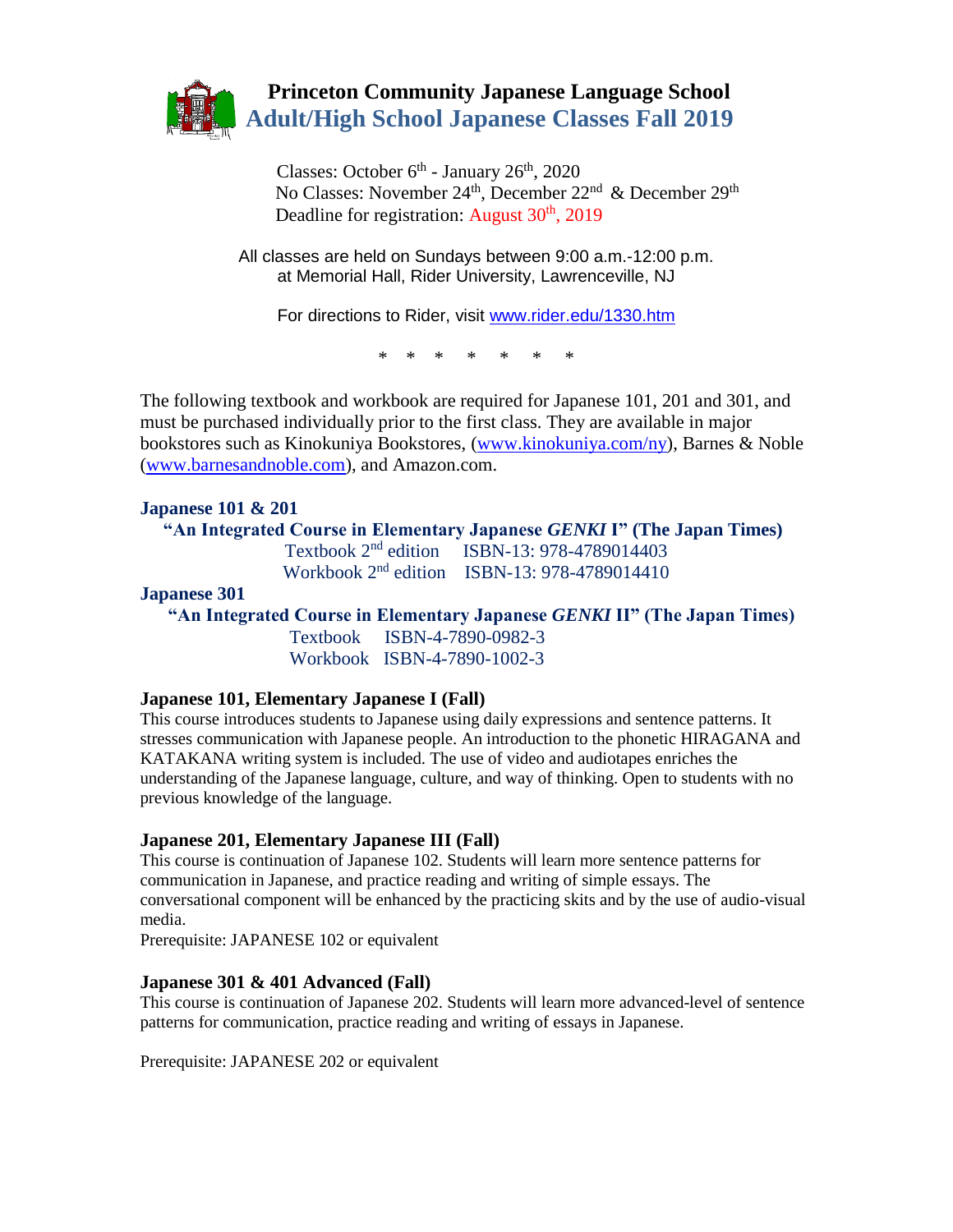# Princeton Community Japanese Language School

## Adult/High School Japanese Classes Fall 2019

Classes: October 6th - January 26th, 2020
No Classes: November 24th, December 22nd & December 29th
Deadline for registration: August 30th, 2019

All classes are held on Sundays between 9:00 a.m.-12:00 p.m.
at Memorial Hall, Rider University, Lawrenceville, NJ

For directions to Rider, visit www.rider.edu/1330.htm

\* \* \* \* \* \* \*

The following textbook and workbook are required for Japanese 101, 201 and 301, and must be purchased individually prior to the first class. They are available in major bookstores such as Kinokuniya Bookstores, (www.kinokuniya.com/ny), Barnes & Noble (www.barnesandnoble.com), and Amazon.com.

**Japanese 101 & 201**

**"An Integrated Course in Elementary Japanese *GENKI* I" (The Japan Times)**

Textbook 2nd edition ISBN-13: 978-4789014403
Workbook 2nd edition ISBN-13: 978-4789014410

**Japanese 301**

**"An Integrated Course in Elementary Japanese *GENKI* II" (The Japan Times)**

Textbook ISBN-4-7890-0982-3
Workbook ISBN-4-7890-1002-3

### Japanese 101, Elementary Japanese I (Fall)

This course introduces students to Japanese using daily expressions and sentence patterns. It stresses communication with Japanese people. An introduction to the phonetic HIRAGANA and KATAKANA writing system is included. The use of video and audiotapes enriches the understanding of the Japanese language, culture, and way of thinking. Open to students with no previous knowledge of the language.

### Japanese 201, Elementary Japanese III (Fall)

This course is continuation of Japanese 102. Students will learn more sentence patterns for communication in Japanese, and practice reading and writing of simple essays. The conversational component will be enhanced by the practicing skits and by the use of audio-visual media.

Prerequisite: JAPANESE 102 or equivalent

### Japanese 301 & 401 Advanced (Fall)

This course is continuation of Japanese 202. Students will learn more advanced-level of sentence patterns for communication, practice reading and writing of essays in Japanese.

Prerequisite: JAPANESE 202 or equivalent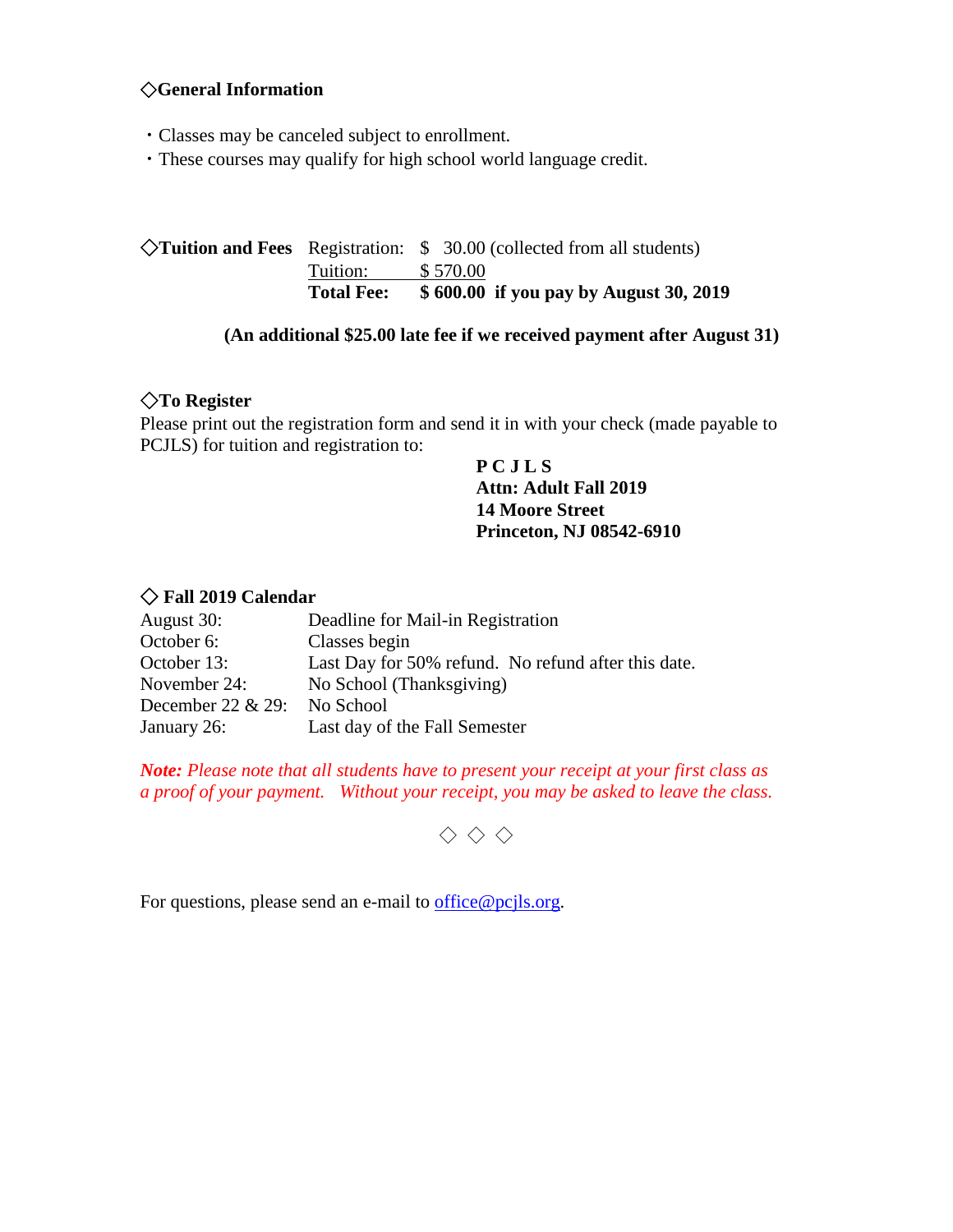## ◇General Information

- Classes may be canceled subject to enrollment.
- These courses may qualify for high school world language credit.

## ◇Tuition and Fees

| | | |
|---|---|---|
| Registration: | $ 30.00 | (collected from all students) |
| Tuition: | $ 570.00 | |
| **Total Fee:** | **$ 600.00** | **if you pay by August 30, 2019** |

**(An additional $25.00 late fee if we received payment after August 31)**

## ◇To Register

Please print out the registration form and send it in with your check (made payable to PCJLS) for tuition and registration to:

**P C J L S**
**Attn: Adult Fall 2019**
**14 Moore Street**
**Princeton, NJ 08542-6910**

## ◇ Fall 2019 Calendar

| | |
|---|---|
| August 30: | Deadline for Mail-in Registration |
| October 6: | Classes begin |
| October 13: | Last Day for 50% refund. No refund after this date. |
| November 24: | No School (Thanksgiving) |
| December 22 & 29: | No School |
| January 26: | Last day of the Fall Semester |

***Note:*** *Please note that all students have to present your receipt at your first class as a proof of your payment. Without your receipt, you may be asked to leave the class.*

◇ ◇ ◇

For questions, please send an e-mail to office@pcjls.org.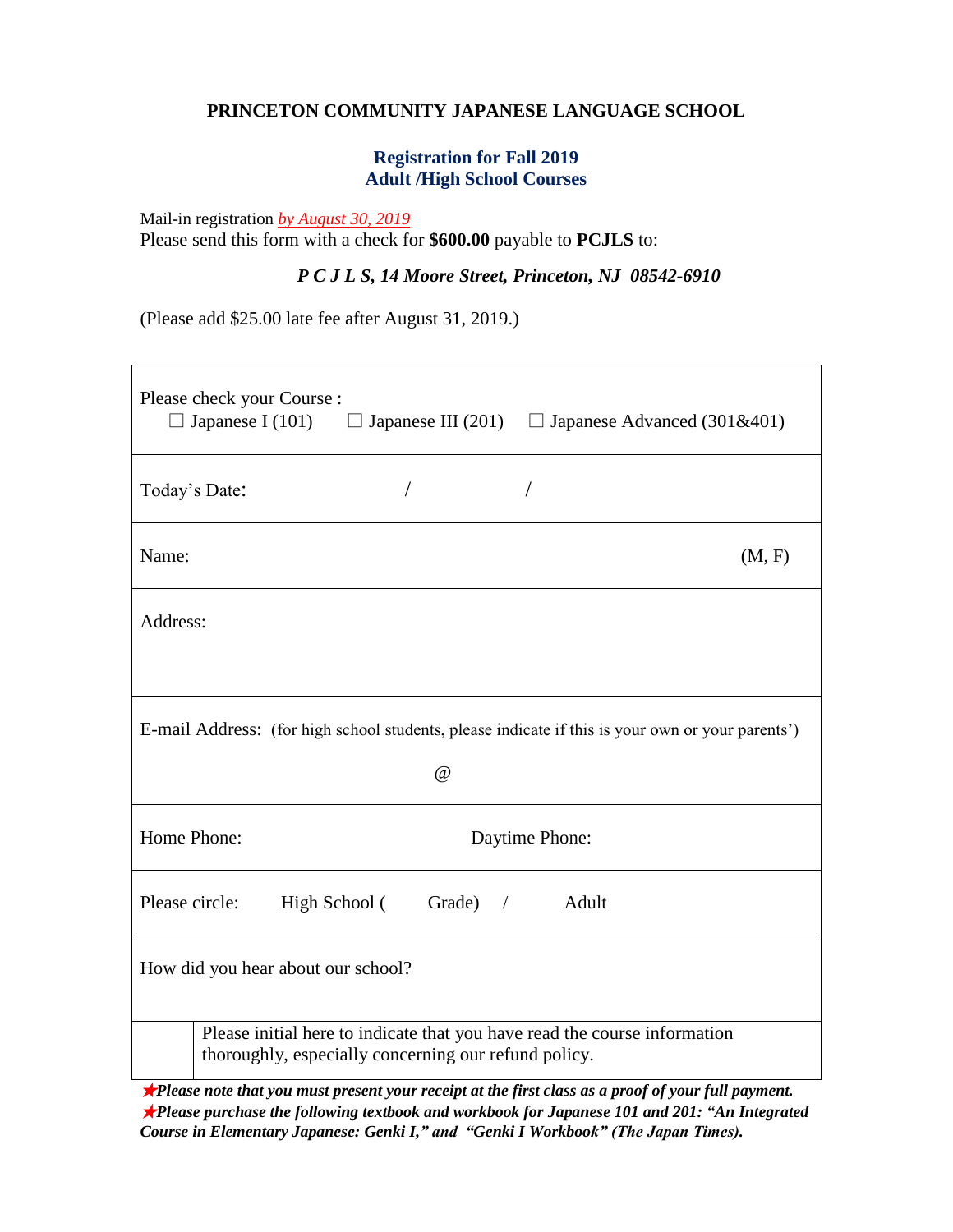**PRINCETON COMMUNITY JAPANESE LANGUAGE SCHOOL**

## Registration for Fall 2019
## Adult /High School Courses

Mail-in registration *by August 30, 2019*
Please send this form with a check for **$600.00** payable to **PCJLS** to:

***P C J L S, 14 Moore Street, Princeton, NJ 08542-6910***

(Please add $25.00 late fee after August 31, 2019.)

| | |
|---|---|
| Please check your Course : ☐ Japanese I (101) ☐ Japanese III (201) ☐ Japanese Advanced (301&401) | |
| Today's Date: / / | |
| Name: (M, F) | |
| Address: | |
| E-mail Address: (for high school students, please indicate if this is your own or your parents') @ | |
| Home Phone: Daytime Phone: | |
| Please circle: High School ( Grade) / Adult | |
| How did you hear about our school? | |
| | Please initial here to indicate that you have read the course information thoroughly, especially concerning our refund policy. |

★***Please note that you must present your receipt at the first class as a proof of your full payment.***
★***Please purchase the following textbook and workbook for Japanese 101 and 201: "An Integrated Course in Elementary Japanese: Genki I," and "Genki I Workbook" (The Japan Times).***